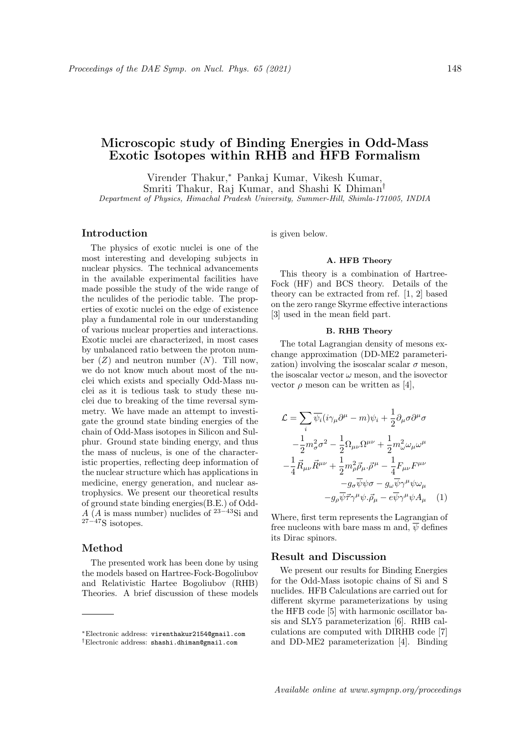// Microscopic study of Binding Energies in Odd-Mass Exotic Isotopes within RHB and HFB Formalism

# Microscopic study of Binding Energies in Odd-Mass Exotic Isotopes within RHB and HFB Formalism

Virender Thakur,* Pankaj Kumar, Vikesh Kumar, Smriti Thakur, Raj Kumar, and Shashi K Dhiman†

*Department of Physics, Himachal Pradesh University, Summer-Hill, Shimla-171005, INDIA*

## Introduction

The physics of exotic nuclei is one of the most interesting and developing subjects in nuclear physics. The technical advancements in the available experimental facilities have made possible the study of the wide range of the nculides of the periodic table. The properties of exotic nuclei on the edge of existence play a fundamental role in our understanding of various nuclear properties and interactions. Exotic nuclei are characterized, in most cases by unbalanced ratio between the proton number ($Z$) and neutron number ($N$). Till now, we do not know much about most of the nuclei which exists and specially Odd-Mass nuclei as it is tedious task to study these nuclei due to breaking of the time reversal symmetry. We have made an attempt to investigate the ground state binding energies of the chain of Odd-Mass isotopes in Silicon and Sulphur. Ground state binding energy, and thus the mass of nucleus, is one of the characteristic properties, reflecting deep information of the nuclear structure which has applications in medicine, energy generation, and nuclear astrophysics. We present our theoretical results of ground state binding energies(B.E.) of Odd-$A$ ($A$ is mass number) nuclides of $^{23-43}$Si and $^{27-47}$S isotopes.

## Method

The presented work has been done by using the models based on Hartree-Fock-Bogoliubov and Relativistic Hartee Bogoliubov (RHB) Theories. A brief discussion of these models is given below.

### A. HFB Theory

This theory is a combination of Hartree-Fock (HF) and BCS theory. Details of the theory can be extracted from ref. [1, 2] based on the zero range Skyrme effective interactions [3] used in the mean field part.

### B. RHB Theory

The total Lagrangian density of mesons exchange approximation (DD-ME2 parameterization) involving the isoscalar scalar $\sigma$ meson, the isoscalar vector $\omega$ meson, and the isovector vector $\rho$ meson can be written as [4],

$$
\begin{aligned}
\mathcal{L} = \sum_i \overline{\psi_i}(i\gamma_\mu \partial^\mu - m)\psi_i + \frac{1}{2}\partial_\mu \sigma \partial^\mu \sigma \\
-\frac{1}{2}m_\sigma^2 \sigma^2 - \frac{1}{2}\Omega_{\mu\nu}\Omega^{\mu\nu} + \frac{1}{2}m_\omega^2 \omega_\mu \omega^\mu \\
-\frac{1}{4}\vec{R}_{\mu\nu}\vec{R}^{\mu\nu} + \frac{1}{2}m_\rho^2 \vec{\rho}_\mu . \vec{\rho}^\mu - \frac{1}{4}F_{\mu\nu}F^{\mu\nu} \\
-g_\sigma \overline{\psi}\psi\sigma - g_\omega \overline{\psi}\gamma^\mu \psi \omega_\mu \\
-g_\rho \overline{\psi}\vec{\tau}\gamma^\mu \psi . \vec{\rho}_\mu - e\overline{\psi}\gamma^\mu \psi A_\mu \quad (1)
\end{aligned}
$$

Where, first term represents the Lagrangian of free nucleons with bare mass m and, $\overline{\psi}$ defines its Dirac spinors.

## Result and Discussion

We present our results for Binding Energies for the Odd-Mass isotopic chains of Si and S nuclides. HFB Calculations are carried out for different skyrme parameterizations by using the HFB code [5] with harmonic oscillator basis and SLY5 parameterization [6]. RHB calculations are computed with DIRHB code [7] and DD-ME2 parameterization [4]. Binding

---

*Electronic address: virenthakur2154@gmail.com

†Electronic address: shashi.dhiman@gmail.com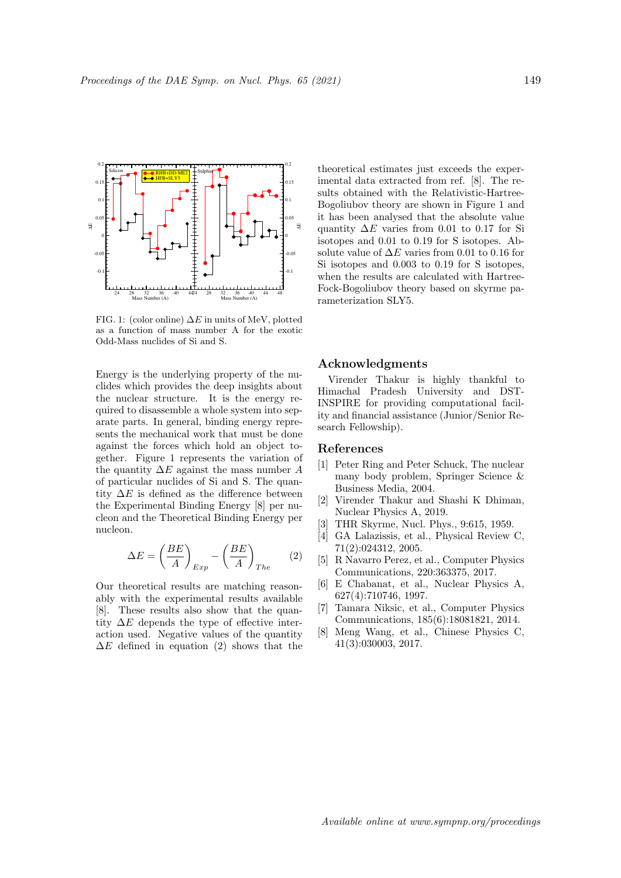Silicon

Sulphur

RHB+DD-ME2

HFB+SLY5

0.2

0.15

0.1

0.05

0

-0.05

-0.1

ΔE

24 28 32 36 40 44

Mass Number (A)

24 28 32 36 40 44 48

Mass Number (A)

FIG. 1: (color online) $\Delta E$ in units of MeV, plotted as a function of mass number A for the exotic Odd-Mass nuclides of Si and S.

Energy is the underlying property of the nuclides which provides the deep insights about the nuclear structure. It is the energy required to disassemble a whole system into separate parts. In general, binding energy represents the mechanical work that must be done against the forces which hold an object together. Figure 1 represents the variation of the quantity $\Delta E$ against the mass number $A$ of particular nuclides of Si and S. The quantity $\Delta E$ is defined as the difference between the Experimental Binding Energy [8] per nucleon and the Theoretical Binding Energy per nucleon.

$$\Delta E = \left(\frac{BE}{A}\right)_{Exp} - \left(\frac{BE}{A}\right)_{The} \tag{2}$$

Our theoretical results are matching reasonably with the experimental results available [8]. These results also show that the quantity $\Delta E$ depends the type of effective interaction used. Negative values of the quantity $\Delta E$ defined in equation (2) shows that the theoretical estimates just exceeds the experimental data extracted from ref. [8]. The results obtained with the Relativistic-Hartree-Bogoliubov theory are shown in Figure 1 and it has been analysed that the absolute value quantity $\Delta E$ varies from 0.01 to 0.17 for Si isotopes and 0.01 to 0.19 for S isotopes. Absolute value of $\Delta E$ varies from 0.01 to 0.16 for Si isotopes and 0.003 to 0.19 for S isotopes, when the results are calculated with Hartree-Fock-Bogoliubov theory based on skyrme parameterization SLY5.

## Acknowledgments

Virender Thakur is highly thankful to Himachal Pradesh University and DST-INSPIRE for providing computational facility and financial assistance (Junior/Senior Research Fellowship).

## References

[1] Peter Ring and Peter Schuck, The nuclear many body problem, Springer Science & Business Media, 2004.

[2] Virender Thakur and Shashi K Dhiman, Nuclear Physics A, 2019.

[3] THR Skyrme, Nucl. Phys., 9:615, 1959.

[4] GA Lalazissis, et al., Physical Review C, 71(2):024312, 2005.

[5] R Navarro Perez, et al., Computer Physics Communications, 220:363375, 2017.

[6] E Chabanat, et al., Nuclear Physics A, 627(4):710746, 1997.

[7] Tamara Niksic, et al., Computer Physics Communications, 185(6):18081821, 2014.

[8] Meng Wang, et al., Chinese Physics C, 41(3):030003, 2017.